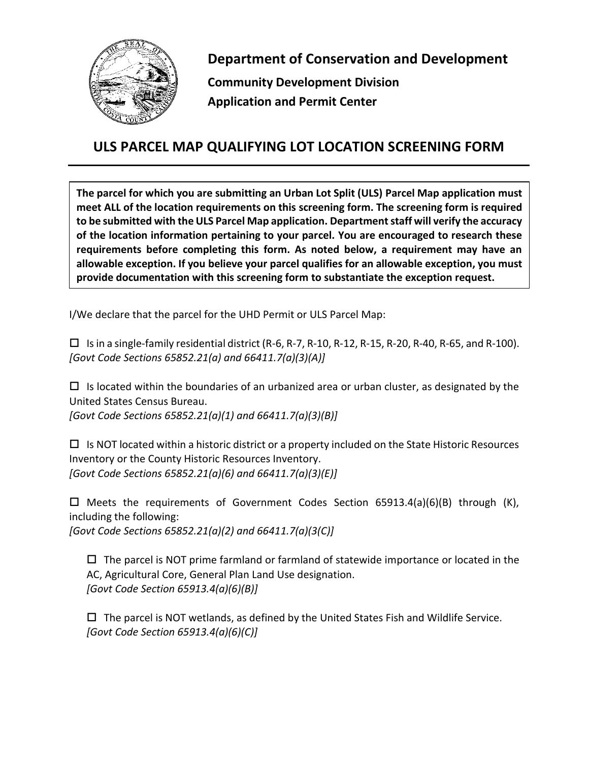# Department of Conservation and Development

**Community Development Division**

**Application and Permit Center**

## ULS PARCEL MAP QUALIFYING LOT LOCATION SCREENING FORM

**The parcel for which you are submitting an Urban Lot Split (ULS) Parcel Map application must meet ALL of the location requirements on this screening form. The screening form is required to be submitted with the ULS Parcel Map application. Department staff will verify the accuracy of the location information pertaining to your parcel. You are encouraged to research these requirements before completing this form. As noted below, a requirement may have an allowable exception. If you believe your parcel qualifies for an allowable exception, you must provide documentation with this screening form to substantiate the exception request.**

I/We declare that the parcel for the UHD Permit or ULS Parcel Map:

☐ Is in a single-family residential district (R-6, R-7, R-10, R-12, R-15, R-20, R-40, R-65, and R-100).
*[Govt Code Sections 65852.21(a) and 66411.7(a)(3)(A)]*

☐ Is located within the boundaries of an urbanized area or urban cluster, as designated by the United States Census Bureau.
*[Govt Code Sections 65852.21(a)(1) and 66411.7(a)(3)(B)]*

☐ Is NOT located within a historic district or a property included on the State Historic Resources Inventory or the County Historic Resources Inventory.
*[Govt Code Sections 65852.21(a)(6) and 66411.7(a)(3)(E)]*

☐ Meets the requirements of Government Codes Section 65913.4(a)(6)(B) through (K), including the following:
*[Govt Code Sections 65852.21(a)(2) and 66411.7(a)(3(C)]*

> ☐ The parcel is NOT prime farmland or farmland of statewide importance or located in the AC, Agricultural Core, General Plan Land Use designation.
> *[Govt Code Section 65913.4(a)(6)(B)]*
>
> ☐ The parcel is NOT wetlands, as defined by the United States Fish and Wildlife Service.
> *[Govt Code Section 65913.4(a)(6)(C)]*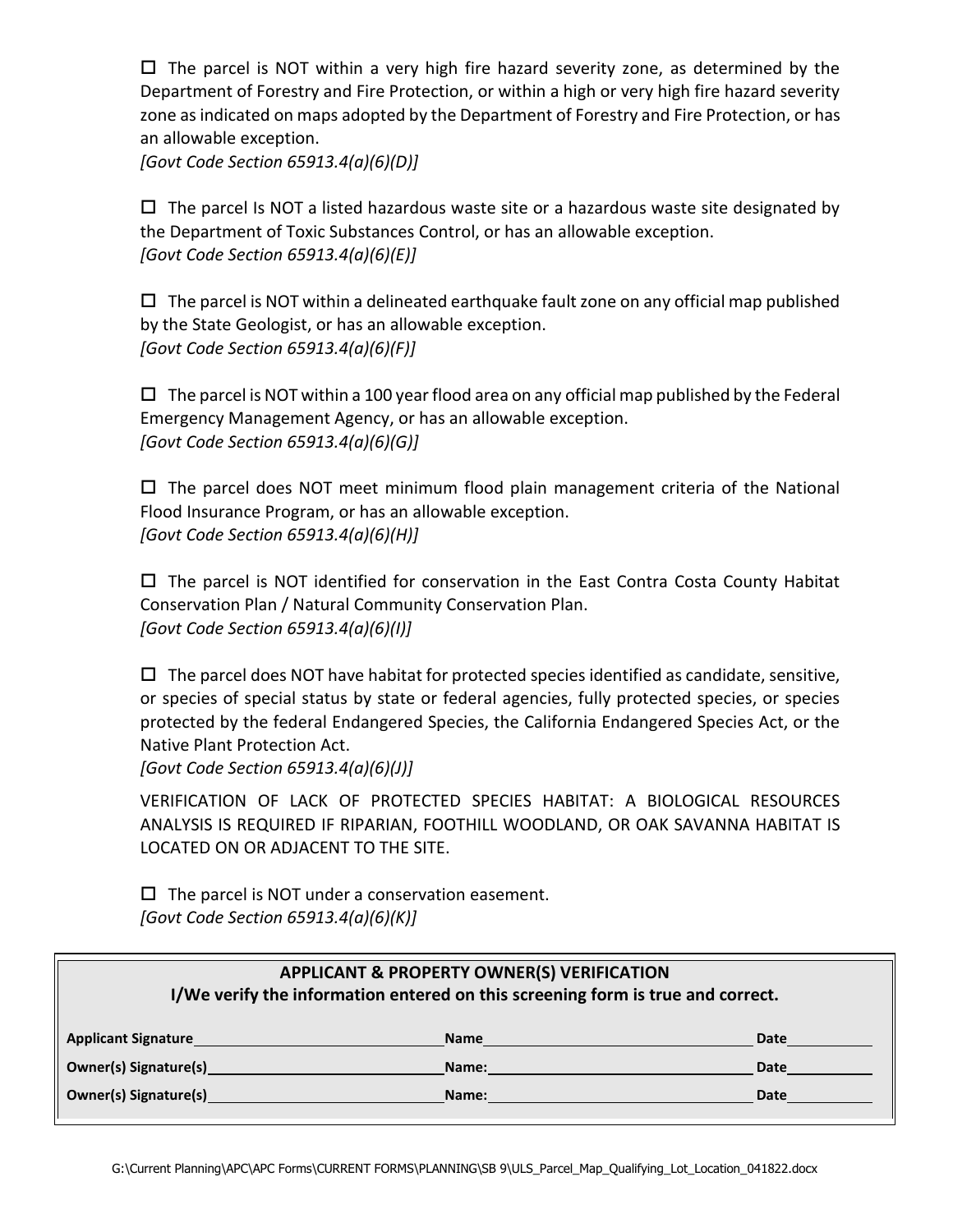☐ The parcel is NOT within a very high fire hazard severity zone, as determined by the Department of Forestry and Fire Protection, or within a high or very high fire hazard severity zone as indicated on maps adopted by the Department of Forestry and Fire Protection, or has an allowable exception.
*[Govt Code Section 65913.4(a)(6)(D)]*

☐ The parcel Is NOT a listed hazardous waste site or a hazardous waste site designated by the Department of Toxic Substances Control, or has an allowable exception.
*[Govt Code Section 65913.4(a)(6)(E)]*

☐ The parcel is NOT within a delineated earthquake fault zone on any official map published by the State Geologist, or has an allowable exception.
*[Govt Code Section 65913.4(a)(6)(F)]*

☐ The parcel is NOT within a 100 year flood area on any official map published by the Federal Emergency Management Agency, or has an allowable exception.
*[Govt Code Section 65913.4(a)(6)(G)]*

☐ The parcel does NOT meet minimum flood plain management criteria of the National Flood Insurance Program, or has an allowable exception.
*[Govt Code Section 65913.4(a)(6)(H)]*

☐ The parcel is NOT identified for conservation in the East Contra Costa County Habitat Conservation Plan / Natural Community Conservation Plan.
*[Govt Code Section 65913.4(a)(6)(I)]*

☐ The parcel does NOT have habitat for protected species identified as candidate, sensitive, or species of special status by state or federal agencies, fully protected species, or species protected by the federal Endangered Species, the California Endangered Species Act, or the Native Plant Protection Act.
*[Govt Code Section 65913.4(a)(6)(J)]*

VERIFICATION OF LACK OF PROTECTED SPECIES HABITAT: A BIOLOGICAL RESOURCES ANALYSIS IS REQUIRED IF RIPARIAN, FOOTHILL WOODLAND, OR OAK SAVANNA HABITAT IS LOCATED ON OR ADJACENT TO THE SITE.

☐ The parcel is NOT under a conservation easement.
*[Govt Code Section 65913.4(a)(6)(K)]*

**APPLICANT & PROPERTY OWNER(S) VERIFICATION**
**I/We verify the information entered on this screening form is true and correct.**

**Applicant Signature**\_\_\_\_\_\_\_\_\_\_\_\_\_\_\_\_ **Name**\_\_\_\_\_\_\_\_\_\_\_\_\_\_\_\_ **Date**\_\_\_\_\_\_\_\_

**Owner(s) Signature(s)**\_\_\_\_\_\_\_\_\_\_\_\_\_\_\_\_ **Name:**\_\_\_\_\_\_\_\_\_\_\_\_\_\_\_\_ **Date**\_\_\_\_\_\_\_\_

**Owner(s) Signature(s)**\_\_\_\_\_\_\_\_\_\_\_\_\_\_\_\_ **Name:**\_\_\_\_\_\_\_\_\_\_\_\_\_\_\_\_ **Date**\_\_\_\_\_\_\_\_

G:\Current Planning\APC\APC Forms\CURRENT FORMS\PLANNING\SB 9\ULS_Parcel_Map_Qualifying_Lot_Location_041822.docx